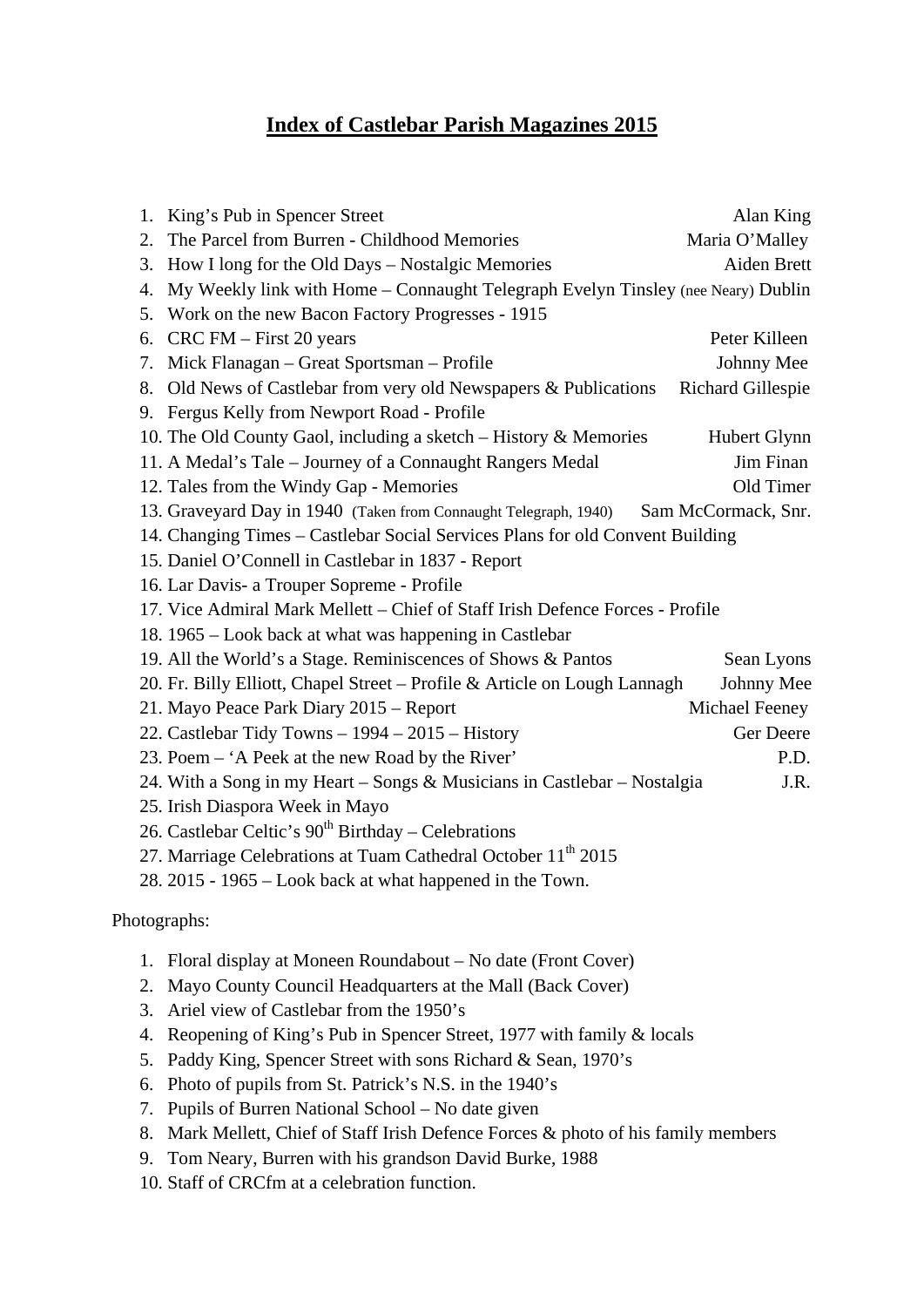# Index of Castlebar Parish Magazines 2015

1. King's Pub in Spencer Street — Alan King
2. The Parcel from Burren - Childhood Memories — Maria O'Malley
3. How I long for the Old Days – Nostalgic Memories — Aiden Brett
4. My Weekly link with Home – Connaught Telegraph Evelyn Tinsley (nee Neary) Dublin
5. Work on the new Bacon Factory Progresses - 1915
6. CRC FM – First 20 years — Peter Killeen
7. Mick Flanagan – Great Sportsman – Profile — Johnny Mee
8. Old News of Castlebar from very old Newspapers & Publications — Richard Gillespie
9. Fergus Kelly from Newport Road - Profile
10. The Old County Gaol, including a sketch – History & Memories — Hubert Glynn
11. A Medal's Tale – Journey of a Connaught Rangers Medal — Jim Finan
12. Tales from the Windy Gap - Memories — Old Timer
13. Graveyard Day in 1940 (Taken from Connaught Telegraph, 1940) — Sam McCormack, Snr.
14. Changing Times – Castlebar Social Services Plans for old Convent Building
15. Daniel O'Connell in Castlebar in 1837 - Report
16. Lar Davis- a Trouper Sopreme - Profile
17. Vice Admiral Mark Mellett – Chief of Staff Irish Defence Forces - Profile
18. 1965 – Look back at what was happening in Castlebar
19. All the World's a Stage. Reminiscences of Shows & Pantos — Sean Lyons
20. Fr. Billy Elliott, Chapel Street – Profile & Article on Lough Lannagh — Johnny Mee
21. Mayo Peace Park Diary 2015 – Report — Michael Feeney
22. Castlebar Tidy Towns – 1994 – 2015 – History — Ger Deere
23. Poem – 'A Peek at the new Road by the River' — P.D.
24. With a Song in my Heart – Songs & Musicians in Castlebar – Nostalgia — J.R.
25. Irish Diaspora Week in Mayo
26. Castlebar Celtic's 90th Birthday – Celebrations
27. Marriage Celebrations at Tuam Cathedral October 11th 2015
28. 2015 - 1965 – Look back at what happened in the Town.

Photographs:

1. Floral display at Moneen Roundabout – No date (Front Cover)
2. Mayo County Council Headquarters at the Mall (Back Cover)
3. Ariel view of Castlebar from the 1950's
4. Reopening of King's Pub in Spencer Street, 1977 with family & locals
5. Paddy King, Spencer Street with sons Richard & Sean, 1970's
6. Photo of pupils from St. Patrick's N.S. in the 1940's
7. Pupils of Burren National School – No date given
8. Mark Mellett, Chief of Staff Irish Defence Forces & photo of his family members
9. Tom Neary, Burren with his grandson David Burke, 1988
10. Staff of CRCfm at a celebration function.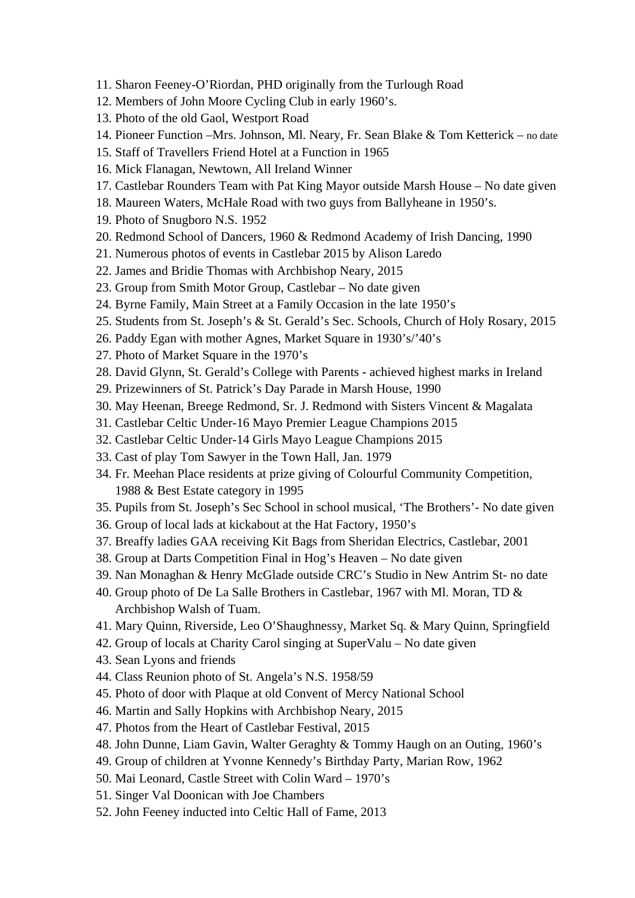11. Sharon Feeney-O'Riordan, PHD originally from the Turlough Road
12. Members of John Moore Cycling Club in early 1960's.
13. Photo of the old Gaol, Westport Road
14. Pioneer Function –Mrs. Johnson, Ml. Neary, Fr. Sean Blake & Tom Ketterick – no date
15. Staff of Travellers Friend Hotel at a Function in 1965
16. Mick Flanagan, Newtown, All Ireland Winner
17. Castlebar Rounders Team with Pat King Mayor outside Marsh House – No date given
18. Maureen Waters, McHale Road with two guys from Ballyheane in 1950's.
19. Photo of Snugboro N.S. 1952
20. Redmond School of Dancers, 1960 & Redmond Academy of Irish Dancing, 1990
21. Numerous photos of events in Castlebar 2015 by Alison Laredo
22. James and Bridie Thomas with Archbishop Neary, 2015
23. Group from Smith Motor Group, Castlebar – No date given
24. Byrne Family, Main Street at a Family Occasion in the late 1950's
25. Students from St. Joseph's & St. Gerald's Sec. Schools, Church of Holy Rosary, 2015
26. Paddy Egan with mother Agnes, Market Square in 1930's/'40's
27. Photo of Market Square in the 1970's
28. David Glynn, St. Gerald's College with Parents - achieved highest marks in Ireland
29. Prizewinners of St. Patrick's Day Parade in Marsh House, 1990
30. May Heenan, Breege Redmond, Sr. J. Redmond with Sisters Vincent & Magalata
31. Castlebar Celtic Under-16 Mayo Premier League Champions 2015
32. Castlebar Celtic Under-14 Girls Mayo League Champions 2015
33. Cast of play Tom Sawyer in the Town Hall, Jan. 1979
34. Fr. Meehan Place residents at prize giving of Colourful Community Competition, 1988 & Best Estate category in 1995
35. Pupils from St. Joseph's Sec School in school musical, 'The Brothers'- No date given
36. Group of local lads at kickabout at the Hat Factory, 1950's
37. Breaffy ladies GAA receiving Kit Bags from Sheridan Electrics, Castlebar, 2001
38. Group at Darts Competition Final in Hog's Heaven – No date given
39. Nan Monaghan & Henry McGlade outside CRC's Studio in New Antrim St- no date
40. Group photo of De La Salle Brothers in Castlebar, 1967 with Ml. Moran, TD & Archbishop Walsh of Tuam.
41. Mary Quinn, Riverside, Leo O'Shaughnessy, Market Sq. & Mary Quinn, Springfield
42. Group of locals at Charity Carol singing at SuperValu – No date given
43. Sean Lyons and friends
44. Class Reunion photo of St. Angela's N.S. 1958/59
45. Photo of door with Plaque at old Convent of Mercy National School
46. Martin and Sally Hopkins with Archbishop Neary, 2015
47. Photos from the Heart of Castlebar Festival, 2015
48. John Dunne, Liam Gavin, Walter Geraghty & Tommy Haugh on an Outing, 1960's
49. Group of children at Yvonne Kennedy's Birthday Party, Marian Row, 1962
50. Mai Leonard, Castle Street with Colin Ward – 1970's
51. Singer Val Doonican with Joe Chambers
52. John Feeney inducted into Celtic Hall of Fame, 2013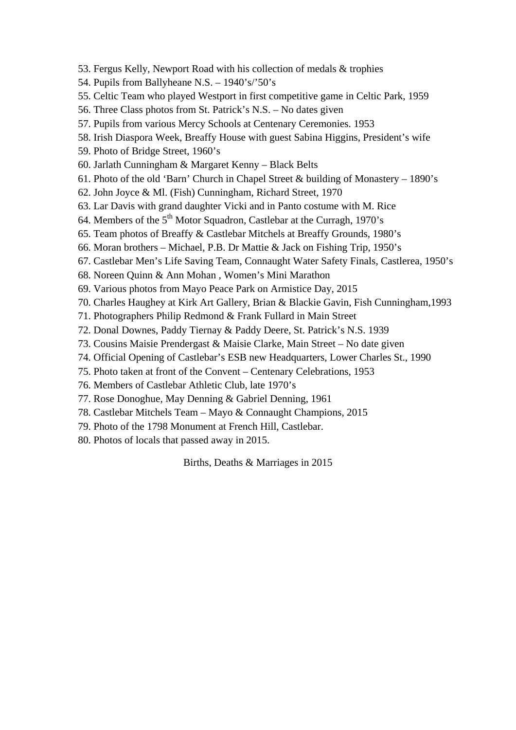53. Fergus Kelly, Newport Road with his collection of medals & trophies
54. Pupils from Ballyheane N.S. – 1940's/'50's
55. Celtic Team who played Westport in first competitive game in Celtic Park, 1959
56. Three Class photos from St. Patrick's N.S. – No dates given
57. Pupils from various Mercy Schools at Centenary Ceremonies. 1953
58. Irish Diaspora Week, Breaffy House with guest Sabina Higgins, President's wife
59. Photo of Bridge Street, 1960's
60. Jarlath Cunningham & Margaret Kenny – Black Belts
61. Photo of the old 'Barn' Church in Chapel Street & building of Monastery – 1890's
62. John Joyce & Ml. (Fish) Cunningham, Richard Street, 1970
63. Lar Davis with grand daughter Vicki and in Panto costume with M. Rice
64. Members of the 5th Motor Squadron, Castlebar at the Curragh, 1970's
65. Team photos of Breaffy & Castlebar Mitchels at Breaffy Grounds, 1980's
66. Moran brothers – Michael, P.B. Dr Mattie & Jack on Fishing Trip, 1950's
67. Castlebar Men's Life Saving Team, Connaught Water Safety Finals, Castlerea, 1950's
68. Noreen Quinn & Ann Mohan , Women's Mini Marathon
69. Various photos from Mayo Peace Park on Armistice Day, 2015
70. Charles Haughey at Kirk Art Gallery, Brian & Blackie Gavin, Fish Cunningham,1993
71. Photographers Philip Redmond & Frank Fullard in Main Street
72. Donal Downes, Paddy Tiernay & Paddy Deere, St. Patrick's N.S. 1939
73. Cousins Maisie Prendergast & Maisie Clarke, Main Street – No date given
74. Official Opening of Castlebar's ESB new Headquarters, Lower Charles St., 1990
75. Photo taken at front of the Convent – Centenary Celebrations, 1953
76. Members of Castlebar Athletic Club, late 1970's
77. Rose Donoghue, May Denning & Gabriel Denning, 1961
78. Castlebar Mitchels Team – Mayo & Connaught Champions, 2015
79. Photo of the 1798 Monument at French Hill, Castlebar.
80. Photos of locals that passed away in 2015.

Births, Deaths & Marriages in 2015